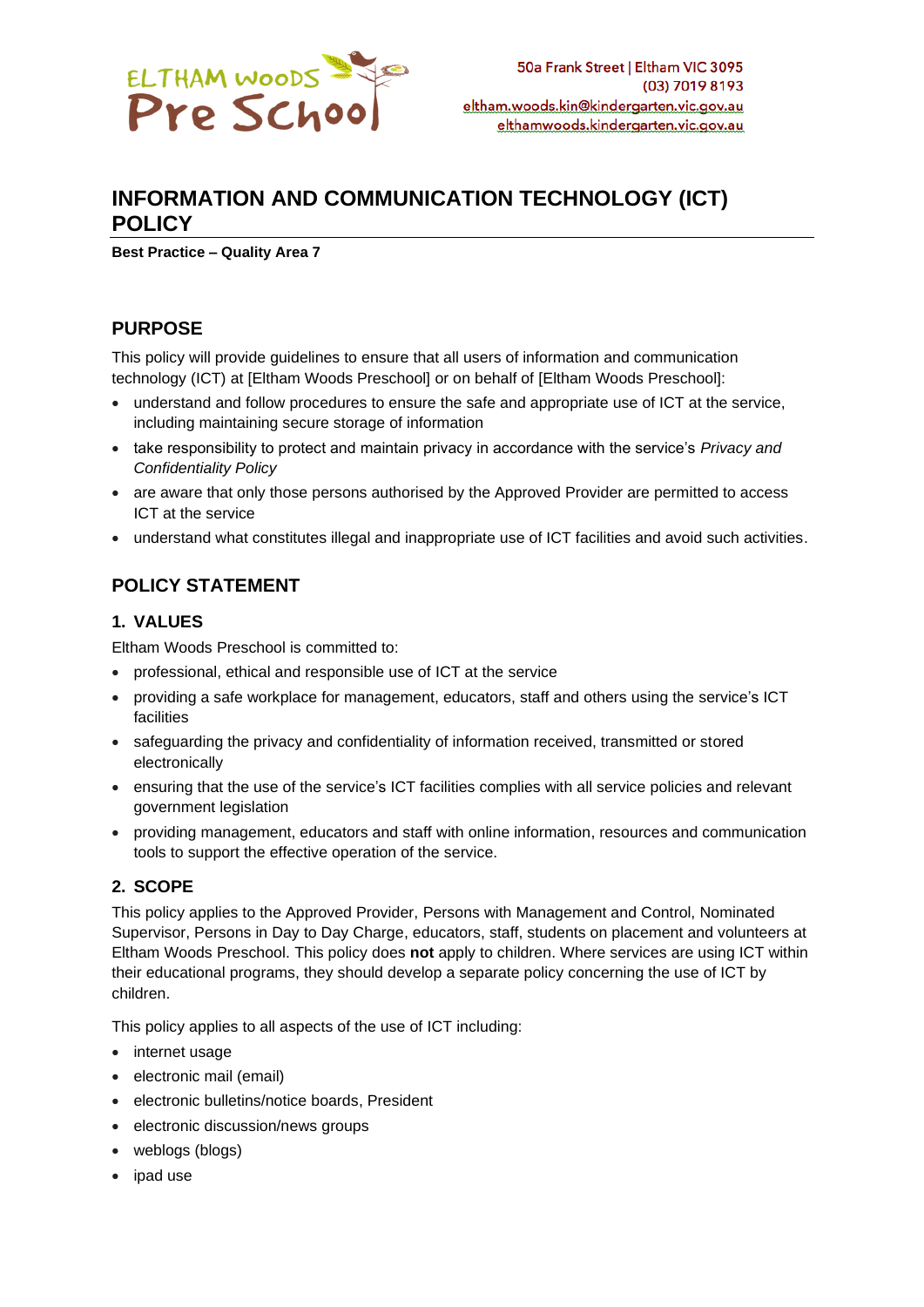ELTHAM WOODS Pre School

50a Frank Street | Eltham VIC 3095
(03) 7019 8193
eltham.woods.kin@kindergarten.vic.gov.au
elthamwoods.kindergarten.vic.gov.au

# INFORMATION AND COMMUNICATION TECHNOLOGY (ICT) POLICY

**Best Practice – Quality Area 7**

## PURPOSE

This policy will provide guidelines to ensure that all users of information and communication technology (ICT) at [Eltham Woods Preschool] or on behalf of [Eltham Woods Preschool]:

- understand and follow procedures to ensure the safe and appropriate use of ICT at the service, including maintaining secure storage of information
- take responsibility to protect and maintain privacy in accordance with the service's *Privacy and Confidentiality Policy*
- are aware that only those persons authorised by the Approved Provider are permitted to access ICT at the service
- understand what constitutes illegal and inappropriate use of ICT facilities and avoid such activities.

## POLICY STATEMENT

### 1. VALUES

Eltham Woods Preschool is committed to:

- professional, ethical and responsible use of ICT at the service
- providing a safe workplace for management, educators, staff and others using the service's ICT facilities
- safeguarding the privacy and confidentiality of information received, transmitted or stored electronically
- ensuring that the use of the service's ICT facilities complies with all service policies and relevant government legislation
- providing management, educators and staff with online information, resources and communication tools to support the effective operation of the service.

### 2. SCOPE

This policy applies to the Approved Provider, Persons with Management and Control, Nominated Supervisor, Persons in Day to Day Charge, educators, staff, students on placement and volunteers at Eltham Woods Preschool. This policy does **not** apply to children. Where services are using ICT within their educational programs, they should develop a separate policy concerning the use of ICT by children.

This policy applies to all aspects of the use of ICT including:

- internet usage
- electronic mail (email)
- electronic bulletins/notice boards, President
- electronic discussion/news groups
- weblogs (blogs)
- ipad use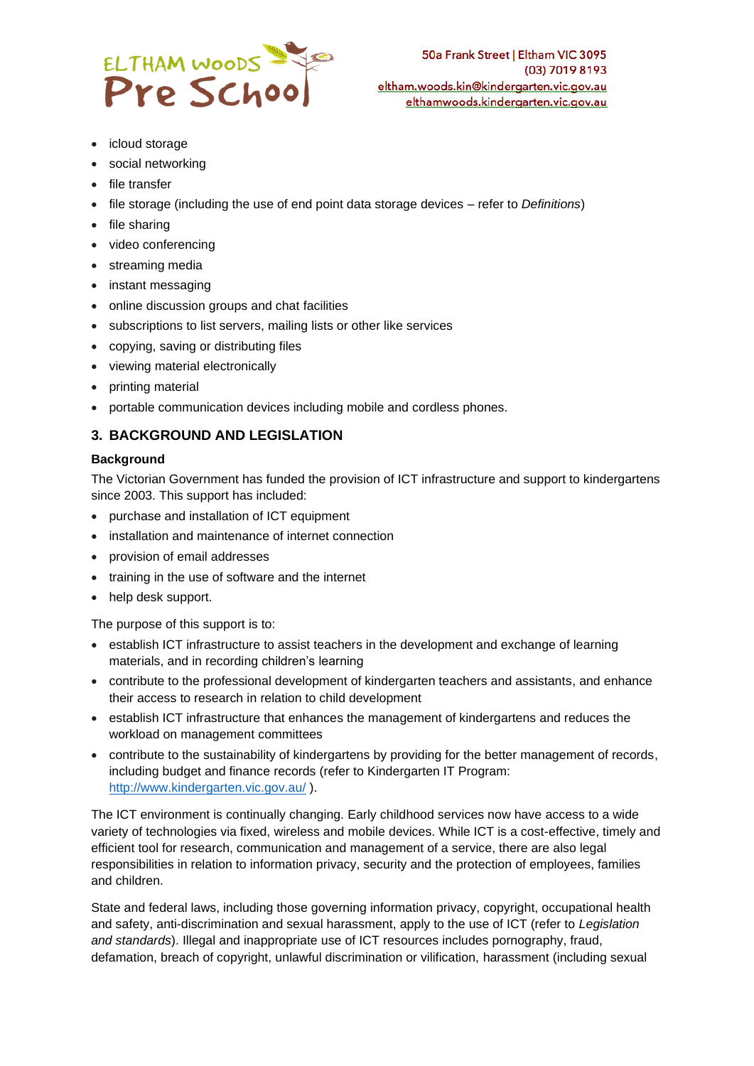- icloud storage
- social networking
- file transfer
- file storage (including the use of end point data storage devices – refer to *Definitions*)
- file sharing
- video conferencing
- streaming media
- instant messaging
- online discussion groups and chat facilities
- subscriptions to list servers, mailing lists or other like services
- copying, saving or distributing files
- viewing material electronically
- printing material
- portable communication devices including mobile and cordless phones.

## 3. BACKGROUND AND LEGISLATION

### Background

The Victorian Government has funded the provision of ICT infrastructure and support to kindergartens since 2003. This support has included:

- purchase and installation of ICT equipment
- installation and maintenance of internet connection
- provision of email addresses
- training in the use of software and the internet
- help desk support.

The purpose of this support is to:

- establish ICT infrastructure to assist teachers in the development and exchange of learning materials, and in recording children's learning
- contribute to the professional development of kindergarten teachers and assistants, and enhance their access to research in relation to child development
- establish ICT infrastructure that enhances the management of kindergartens and reduces the workload on management committees
- contribute to the sustainability of kindergartens by providing for the better management of records, including budget and finance records (refer to Kindergarten IT Program: http://www.kindergarten.vic.gov.au/ ).

The ICT environment is continually changing. Early childhood services now have access to a wide variety of technologies via fixed, wireless and mobile devices. While ICT is a cost-effective, timely and efficient tool for research, communication and management of a service, there are also legal responsibilities in relation to information privacy, security and the protection of employees, families and children.

State and federal laws, including those governing information privacy, copyright, occupational health and safety, anti-discrimination and sexual harassment, apply to the use of ICT (refer to *Legislation and standards*). Illegal and inappropriate use of ICT resources includes pornography, fraud, defamation, breach of copyright, unlawful discrimination or vilification, harassment (including sexual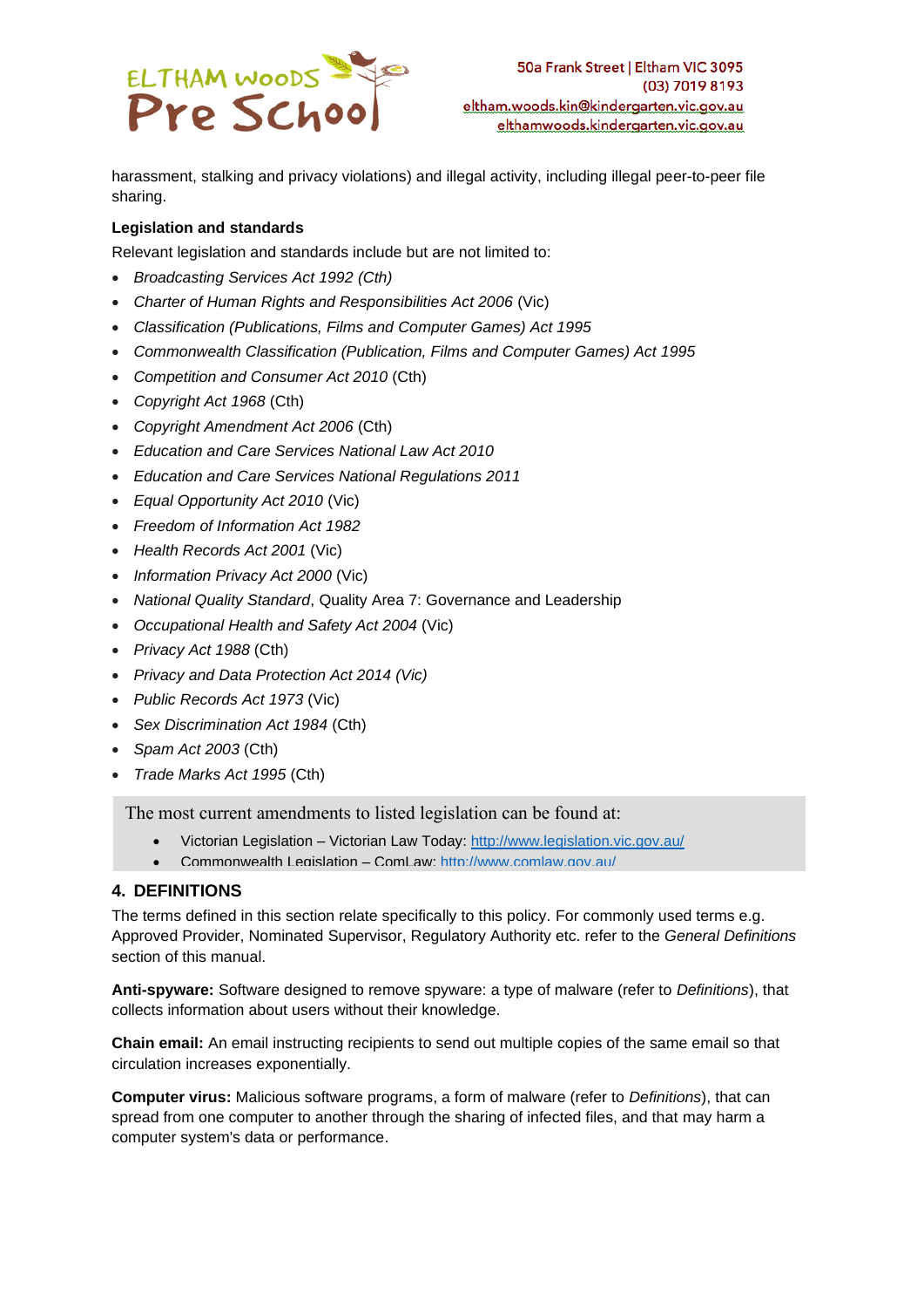harassment, stalking and privacy violations) and illegal activity, including illegal peer-to-peer file sharing.

**Legislation and standards**

Relevant legislation and standards include but are not limited to:

- *Broadcasting Services Act 1992 (Cth)*
- *Charter of Human Rights and Responsibilities Act 2006* (Vic)
- *Classification (Publications, Films and Computer Games) Act 1995*
- *Commonwealth Classification (Publication, Films and Computer Games) Act 1995*
- *Competition and Consumer Act 2010* (Cth)
- *Copyright Act 1968* (Cth)
- *Copyright Amendment Act 2006* (Cth)
- *Education and Care Services National Law Act 2010*
- *Education and Care Services National Regulations 2011*
- *Equal Opportunity Act 2010* (Vic)
- *Freedom of Information Act 1982*
- *Health Records Act 2001* (Vic)
- *Information Privacy Act 2000* (Vic)
- *National Quality Standard*, Quality Area 7: Governance and Leadership
- *Occupational Health and Safety Act 2004* (Vic)
- *Privacy Act 1988* (Cth)
- *Privacy and Data Protection Act 2014 (Vic)*
- *Public Records Act 1973* (Vic)
- *Sex Discrimination Act 1984* (Cth)
- *Spam Act 2003* (Cth)
- *Trade Marks Act 1995* (Cth)

The most current amendments to listed legislation can be found at:

- Victorian Legislation – Victorian Law Today: http://www.legislation.vic.gov.au/
- Commonwealth Legislation – ComLaw: http://www.comlaw.gov.au/

## 4. DEFINITIONS

The terms defined in this section relate specifically to this policy. For commonly used terms e.g. Approved Provider, Nominated Supervisor, Regulatory Authority etc. refer to the *General Definitions* section of this manual.

**Anti-spyware:** Software designed to remove spyware: a type of malware (refer to *Definitions*), that collects information about users without their knowledge.

**Chain email:** An email instructing recipients to send out multiple copies of the same email so that circulation increases exponentially.

**Computer virus:** Malicious software programs, a form of malware (refer to *Definitions*), that can spread from one computer to another through the sharing of infected files, and that may harm a computer system's data or performance.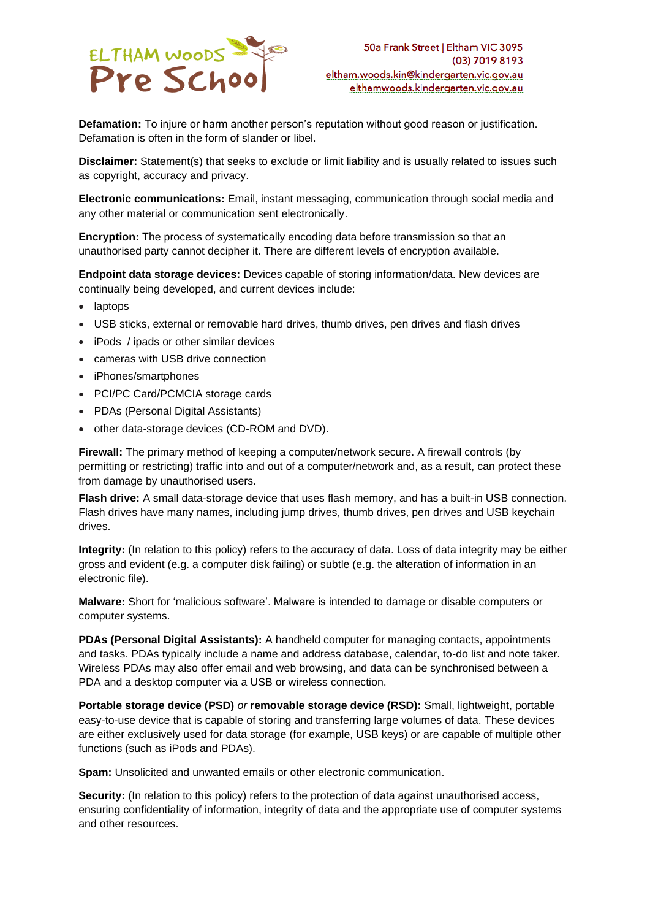**Defamation:** To injure or harm another person's reputation without good reason or justification. Defamation is often in the form of slander or libel.

**Disclaimer:** Statement(s) that seeks to exclude or limit liability and is usually related to issues such as copyright, accuracy and privacy.

**Electronic communications:** Email, instant messaging, communication through social media and any other material or communication sent electronically.

**Encryption:** The process of systematically encoding data before transmission so that an unauthorised party cannot decipher it. There are different levels of encryption available.

**Endpoint data storage devices:** Devices capable of storing information/data. New devices are continually being developed, and current devices include:

- laptops
- USB sticks, external or removable hard drives, thumb drives, pen drives and flash drives
- iPods / ipads or other similar devices
- cameras with USB drive connection
- iPhones/smartphones
- PCI/PC Card/PCMCIA storage cards
- PDAs (Personal Digital Assistants)
- other data-storage devices (CD-ROM and DVD).

**Firewall:** The primary method of keeping a computer/network secure. A firewall controls (by permitting or restricting) traffic into and out of a computer/network and, as a result, can protect these from damage by unauthorised users.

**Flash drive:** A small data-storage device that uses flash memory, and has a built-in USB connection. Flash drives have many names, including jump drives, thumb drives, pen drives and USB keychain drives.

**Integrity:** (In relation to this policy) refers to the accuracy of data. Loss of data integrity may be either gross and evident (e.g. a computer disk failing) or subtle (e.g. the alteration of information in an electronic file).

**Malware:** Short for 'malicious software'. Malware is intended to damage or disable computers or computer systems.

**PDAs (Personal Digital Assistants):** A handheld computer for managing contacts, appointments and tasks. PDAs typically include a name and address database, calendar, to-do list and note taker. Wireless PDAs may also offer email and web browsing, and data can be synchronised between a PDA and a desktop computer via a USB or wireless connection.

**Portable storage device (PSD)** *or* **removable storage device (RSD):** Small, lightweight, portable easy-to-use device that is capable of storing and transferring large volumes of data. These devices are either exclusively used for data storage (for example, USB keys) or are capable of multiple other functions (such as iPods and PDAs).

**Spam:** Unsolicited and unwanted emails or other electronic communication.

**Security:** (In relation to this policy) refers to the protection of data against unauthorised access, ensuring confidentiality of information, integrity of data and the appropriate use of computer systems and other resources.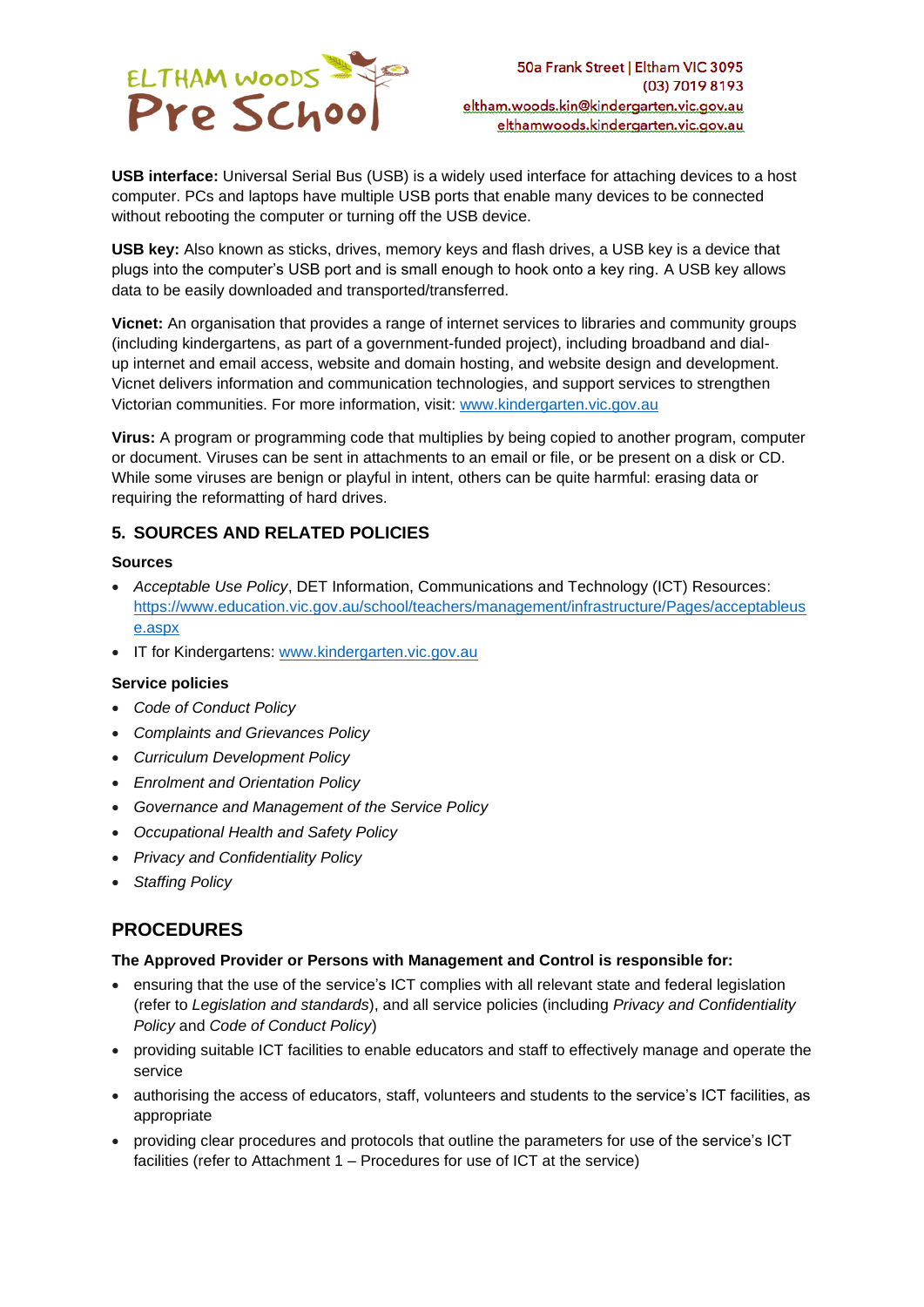**USB interface:** Universal Serial Bus (USB) is a widely used interface for attaching devices to a host computer. PCs and laptops have multiple USB ports that enable many devices to be connected without rebooting the computer or turning off the USB device.

**USB key:** Also known as sticks, drives, memory keys and flash drives, a USB key is a device that plugs into the computer's USB port and is small enough to hook onto a key ring. A USB key allows data to be easily downloaded and transported/transferred.

**Vicnet:** An organisation that provides a range of internet services to libraries and community groups (including kindergartens, as part of a government-funded project), including broadband and dial-up internet and email access, website and domain hosting, and website design and development. Vicnet delivers information and communication technologies, and support services to strengthen Victorian communities. For more information, visit: [www.kindergarten.vic.gov.au](www.kindergarten.vic.gov.au)

**Virus:** A program or programming code that multiplies by being copied to another program, computer or document. Viruses can be sent in attachments to an email or file, or be present on a disk or CD. While some viruses are benign or playful in intent, others can be quite harmful: erasing data or requiring the reformatting of hard drives.

## 5. SOURCES AND RELATED POLICIES

### Sources

- *Acceptable Use Policy*, DET Information, Communications and Technology (ICT) Resources: [https://www.education.vic.gov.au/school/teachers/management/infrastructure/Pages/acceptableuse.aspx](https://www.education.vic.gov.au/school/teachers/management/infrastructure/Pages/acceptableuse.aspx)
- IT for Kindergartens: [www.kindergarten.vic.gov.au](www.kindergarten.vic.gov.au)

### Service policies

- *Code of Conduct Policy*
- *Complaints and Grievances Policy*
- *Curriculum Development Policy*
- *Enrolment and Orientation Policy*
- *Governance and Management of the Service Policy*
- *Occupational Health and Safety Policy*
- *Privacy and Confidentiality Policy*
- *Staffing Policy*

## PROCEDURES

**The Approved Provider or Persons with Management and Control is responsible for:**

- ensuring that the use of the service's ICT complies with all relevant state and federal legislation (refer to *Legislation and standards*), and all service policies (including *Privacy and Confidentiality Policy* and *Code of Conduct Policy*)
- providing suitable ICT facilities to enable educators and staff to effectively manage and operate the service
- authorising the access of educators, staff, volunteers and students to the service's ICT facilities, as appropriate
- providing clear procedures and protocols that outline the parameters for use of the service's ICT facilities (refer to Attachment 1 – Procedures for use of ICT at the service)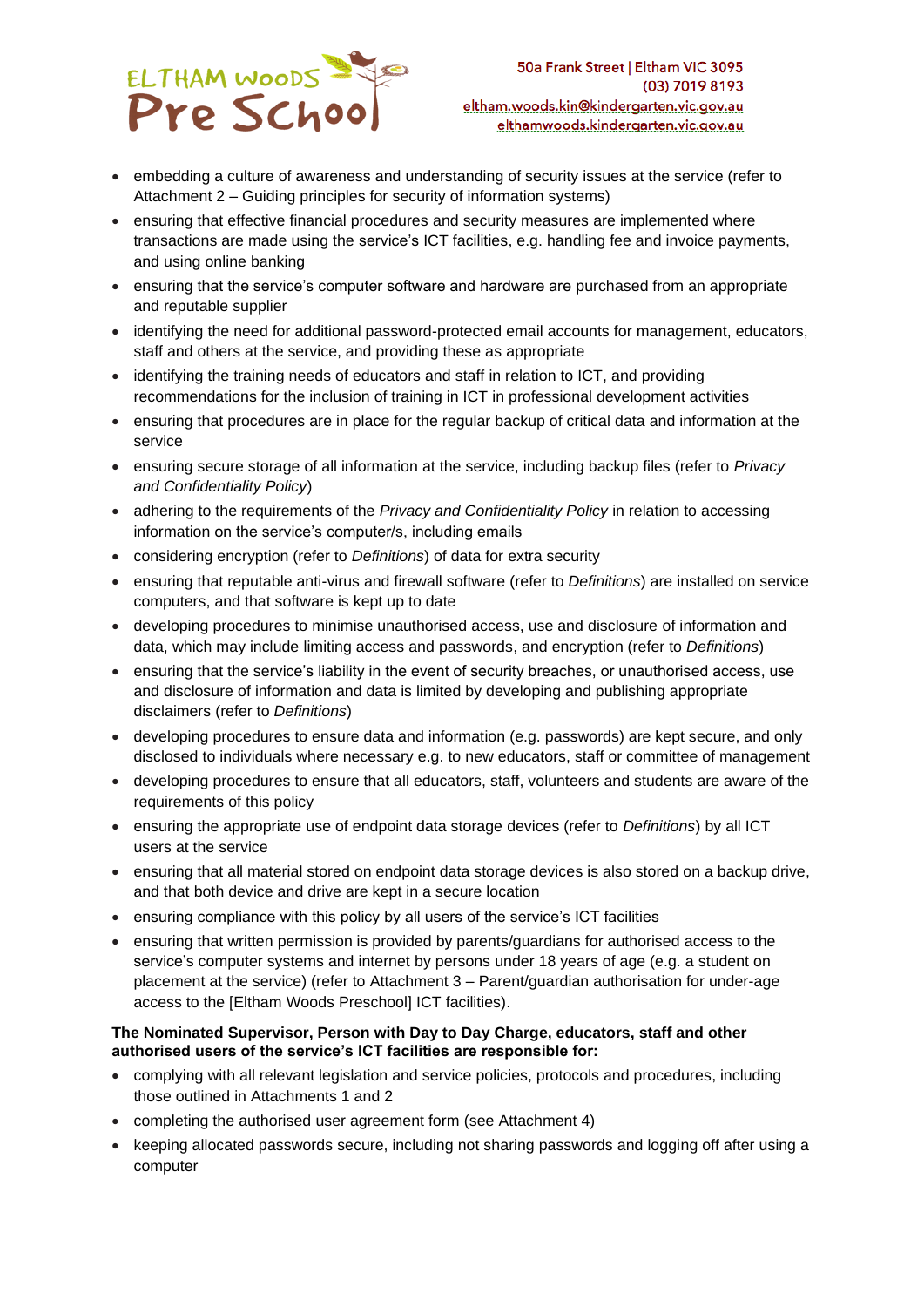- embedding a culture of awareness and understanding of security issues at the service (refer to Attachment 2 – Guiding principles for security of information systems)
- ensuring that effective financial procedures and security measures are implemented where transactions are made using the service's ICT facilities, e.g. handling fee and invoice payments, and using online banking
- ensuring that the service's computer software and hardware are purchased from an appropriate and reputable supplier
- identifying the need for additional password-protected email accounts for management, educators, staff and others at the service, and providing these as appropriate
- identifying the training needs of educators and staff in relation to ICT, and providing recommendations for the inclusion of training in ICT in professional development activities
- ensuring that procedures are in place for the regular backup of critical data and information at the service
- ensuring secure storage of all information at the service, including backup files (refer to *Privacy and Confidentiality Policy*)
- adhering to the requirements of the *Privacy and Confidentiality Policy* in relation to accessing information on the service's computer/s, including emails
- considering encryption (refer to *Definitions*) of data for extra security
- ensuring that reputable anti-virus and firewall software (refer to *Definitions*) are installed on service computers, and that software is kept up to date
- developing procedures to minimise unauthorised access, use and disclosure of information and data, which may include limiting access and passwords, and encryption (refer to *Definitions*)
- ensuring that the service's liability in the event of security breaches, or unauthorised access, use and disclosure of information and data is limited by developing and publishing appropriate disclaimers (refer to *Definitions*)
- developing procedures to ensure data and information (e.g. passwords) are kept secure, and only disclosed to individuals where necessary e.g. to new educators, staff or committee of management
- developing procedures to ensure that all educators, staff, volunteers and students are aware of the requirements of this policy
- ensuring the appropriate use of endpoint data storage devices (refer to *Definitions*) by all ICT users at the service
- ensuring that all material stored on endpoint data storage devices is also stored on a backup drive, and that both device and drive are kept in a secure location
- ensuring compliance with this policy by all users of the service's ICT facilities
- ensuring that written permission is provided by parents/guardians for authorised access to the service's computer systems and internet by persons under 18 years of age (e.g. a student on placement at the service) (refer to Attachment 3 – Parent/guardian authorisation for under-age access to the [Eltham Woods Preschool] ICT facilities).

**The Nominated Supervisor, Person with Day to Day Charge, educators, staff and other authorised users of the service's ICT facilities are responsible for:**

- complying with all relevant legislation and service policies, protocols and procedures, including those outlined in Attachments 1 and 2
- completing the authorised user agreement form (see Attachment 4)
- keeping allocated passwords secure, including not sharing passwords and logging off after using a computer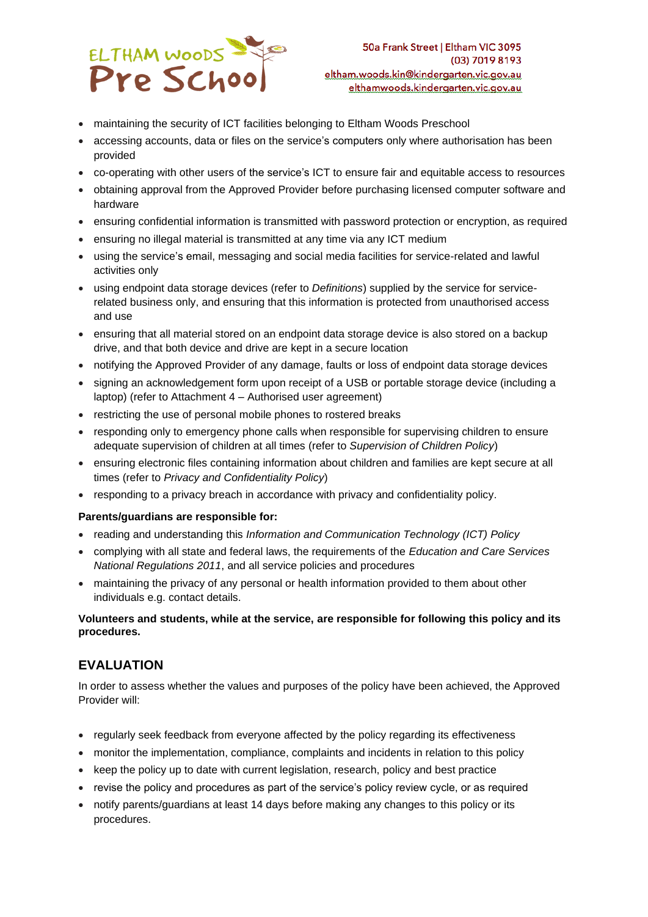- maintaining the security of ICT facilities belonging to Eltham Woods Preschool
- accessing accounts, data or files on the service's computers only where authorisation has been provided
- co-operating with other users of the service's ICT to ensure fair and equitable access to resources
- obtaining approval from the Approved Provider before purchasing licensed computer software and hardware
- ensuring confidential information is transmitted with password protection or encryption, as required
- ensuring no illegal material is transmitted at any time via any ICT medium
- using the service's email, messaging and social media facilities for service-related and lawful activities only
- using endpoint data storage devices (refer to *Definitions*) supplied by the service for service-related business only, and ensuring that this information is protected from unauthorised access and use
- ensuring that all material stored on an endpoint data storage device is also stored on a backup drive, and that both device and drive are kept in a secure location
- notifying the Approved Provider of any damage, faults or loss of endpoint data storage devices
- signing an acknowledgement form upon receipt of a USB or portable storage device (including a laptop) (refer to Attachment 4 – Authorised user agreement)
- restricting the use of personal mobile phones to rostered breaks
- responding only to emergency phone calls when responsible for supervising children to ensure adequate supervision of children at all times (refer to *Supervision of Children Policy*)
- ensuring electronic files containing information about children and families are kept secure at all times (refer to *Privacy and Confidentiality Policy*)
- responding to a privacy breach in accordance with privacy and confidentiality policy.

**Parents/guardians are responsible for:**

- reading and understanding this *Information and Communication Technology (ICT) Policy*
- complying with all state and federal laws, the requirements of the *Education and Care Services National Regulations 2011*, and all service policies and procedures
- maintaining the privacy of any personal or health information provided to them about other individuals e.g. contact details.

**Volunteers and students, while at the service, are responsible for following this policy and its procedures.**

## EVALUATION

In order to assess whether the values and purposes of the policy have been achieved, the Approved Provider will:

- regularly seek feedback from everyone affected by the policy regarding its effectiveness
- monitor the implementation, compliance, complaints and incidents in relation to this policy
- keep the policy up to date with current legislation, research, policy and best practice
- revise the policy and procedures as part of the service's policy review cycle, or as required
- notify parents/guardians at least 14 days before making any changes to this policy or its procedures.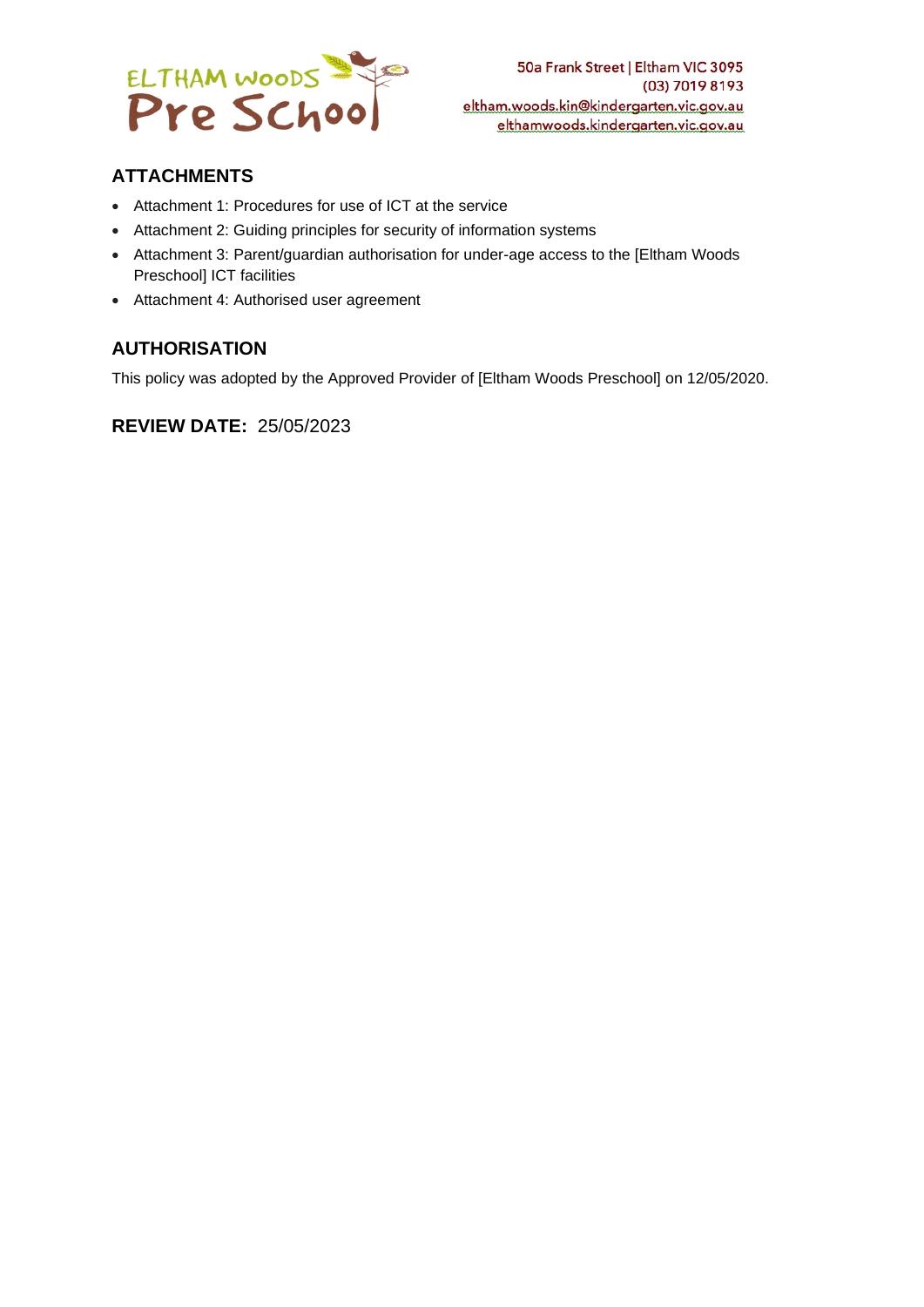## ATTACHMENTS

- Attachment 1: Procedures for use of ICT at the service
- Attachment 2: Guiding principles for security of information systems
- Attachment 3: Parent/guardian authorisation for under-age access to the [Eltham Woods Preschool] ICT facilities
- Attachment 4: Authorised user agreement

## AUTHORISATION

This policy was adopted by the Approved Provider of [Eltham Woods Preschool] on 12/05/2020.

## REVIEW DATE: 25/05/2023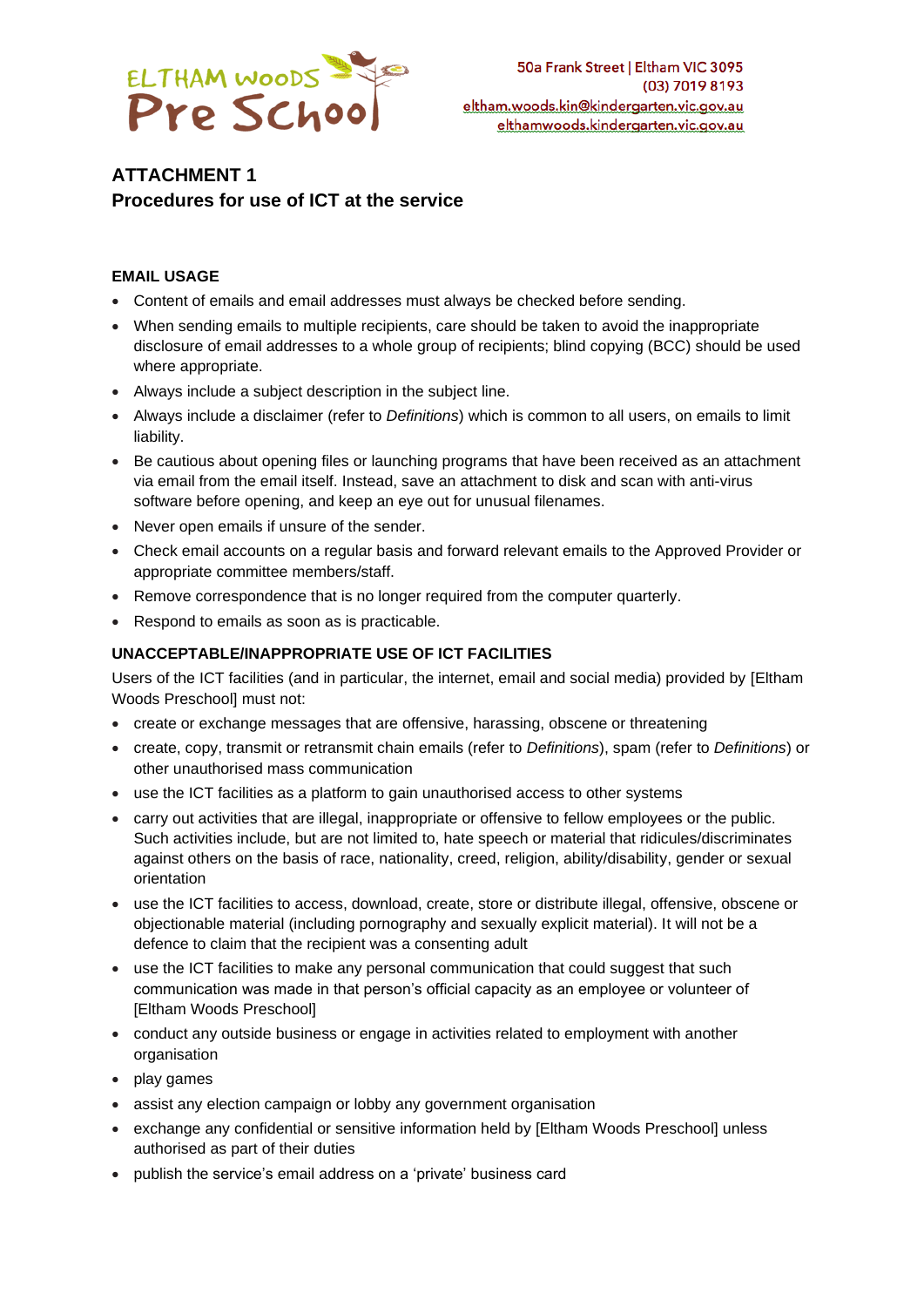## ATTACHMENT 1
## Procedures for use of ICT at the service

### EMAIL USAGE

- Content of emails and email addresses must always be checked before sending.
- When sending emails to multiple recipients, care should be taken to avoid the inappropriate disclosure of email addresses to a whole group of recipients; blind copying (BCC) should be used where appropriate.
- Always include a subject description in the subject line.
- Always include a disclaimer (refer to *Definitions*) which is common to all users, on emails to limit liability.
- Be cautious about opening files or launching programs that have been received as an attachment via email from the email itself. Instead, save an attachment to disk and scan with anti-virus software before opening, and keep an eye out for unusual filenames.
- Never open emails if unsure of the sender.
- Check email accounts on a regular basis and forward relevant emails to the Approved Provider or appropriate committee members/staff.
- Remove correspondence that is no longer required from the computer quarterly.
- Respond to emails as soon as is practicable.

### UNACCEPTABLE/INAPPROPRIATE USE OF ICT FACILITIES

Users of the ICT facilities (and in particular, the internet, email and social media) provided by [Eltham Woods Preschool] must not:

- create or exchange messages that are offensive, harassing, obscene or threatening
- create, copy, transmit or retransmit chain emails (refer to *Definitions*), spam (refer to *Definitions*) or other unauthorised mass communication
- use the ICT facilities as a platform to gain unauthorised access to other systems
- carry out activities that are illegal, inappropriate or offensive to fellow employees or the public. Such activities include, but are not limited to, hate speech or material that ridicules/discriminates against others on the basis of race, nationality, creed, religion, ability/disability, gender or sexual orientation
- use the ICT facilities to access, download, create, store or distribute illegal, offensive, obscene or objectionable material (including pornography and sexually explicit material). It will not be a defence to claim that the recipient was a consenting adult
- use the ICT facilities to make any personal communication that could suggest that such communication was made in that person's official capacity as an employee or volunteer of [Eltham Woods Preschool]
- conduct any outside business or engage in activities related to employment with another organisation
- play games
- assist any election campaign or lobby any government organisation
- exchange any confidential or sensitive information held by [Eltham Woods Preschool] unless authorised as part of their duties
- publish the service's email address on a 'private' business card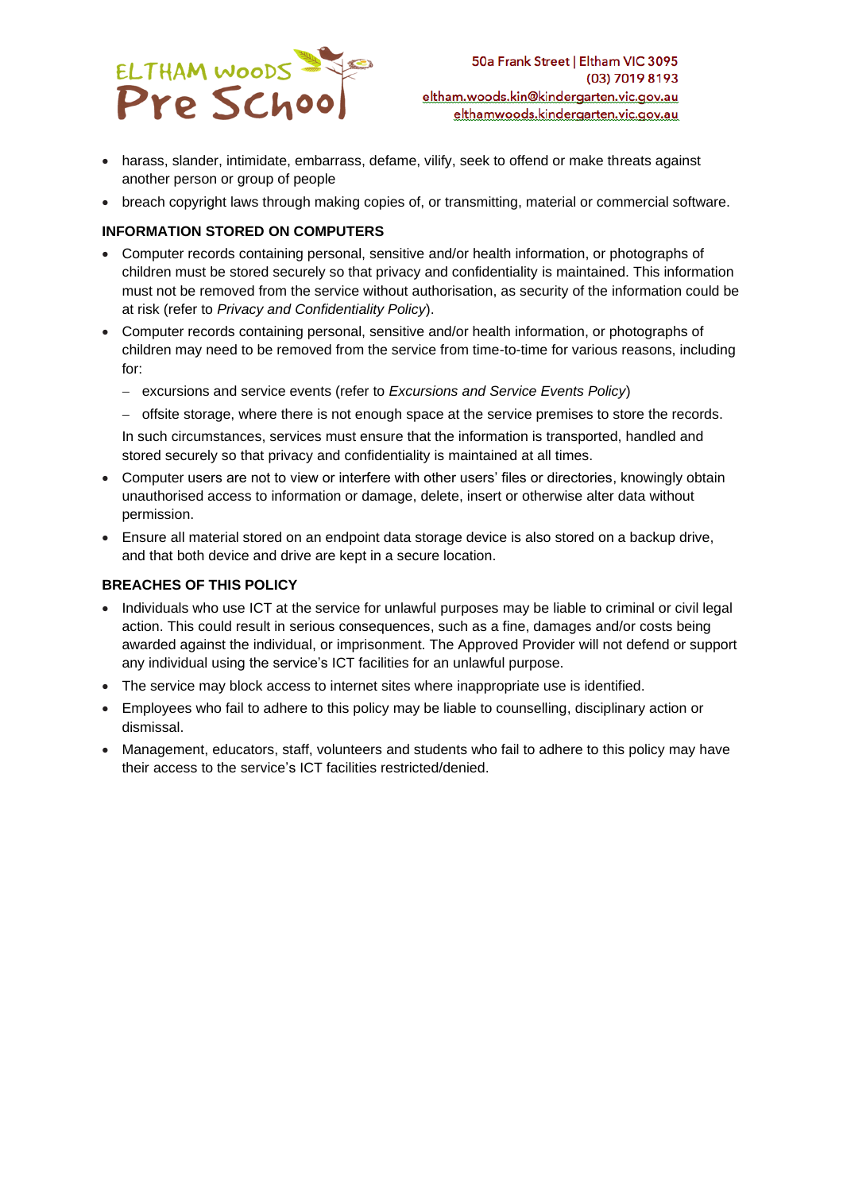- harass, slander, intimidate, embarrass, defame, vilify, seek to offend or make threats against another person or group of people
- breach copyright laws through making copies of, or transmitting, material or commercial software.

**INFORMATION STORED ON COMPUTERS**

- Computer records containing personal, sensitive and/or health information, or photographs of children must be stored securely so that privacy and confidentiality is maintained. This information must not be removed from the service without authorisation, as security of the information could be at risk (refer to *Privacy and Confidentiality Policy*).
- Computer records containing personal, sensitive and/or health information, or photographs of children may need to be removed from the service from time-to-time for various reasons, including for:
  - excursions and service events (refer to *Excursions and Service Events Policy*)
  - offsite storage, where there is not enough space at the service premises to store the records.

  In such circumstances, services must ensure that the information is transported, handled and stored securely so that privacy and confidentiality is maintained at all times.
- Computer users are not to view or interfere with other users' files or directories, knowingly obtain unauthorised access to information or damage, delete, insert or otherwise alter data without permission.
- Ensure all material stored on an endpoint data storage device is also stored on a backup drive, and that both device and drive are kept in a secure location.

**BREACHES OF THIS POLICY**

- Individuals who use ICT at the service for unlawful purposes may be liable to criminal or civil legal action. This could result in serious consequences, such as a fine, damages and/or costs being awarded against the individual, or imprisonment. The Approved Provider will not defend or support any individual using the service's ICT facilities for an unlawful purpose.
- The service may block access to internet sites where inappropriate use is identified.
- Employees who fail to adhere to this policy may be liable to counselling, disciplinary action or dismissal.
- Management, educators, staff, volunteers and students who fail to adhere to this policy may have their access to the service's ICT facilities restricted/denied.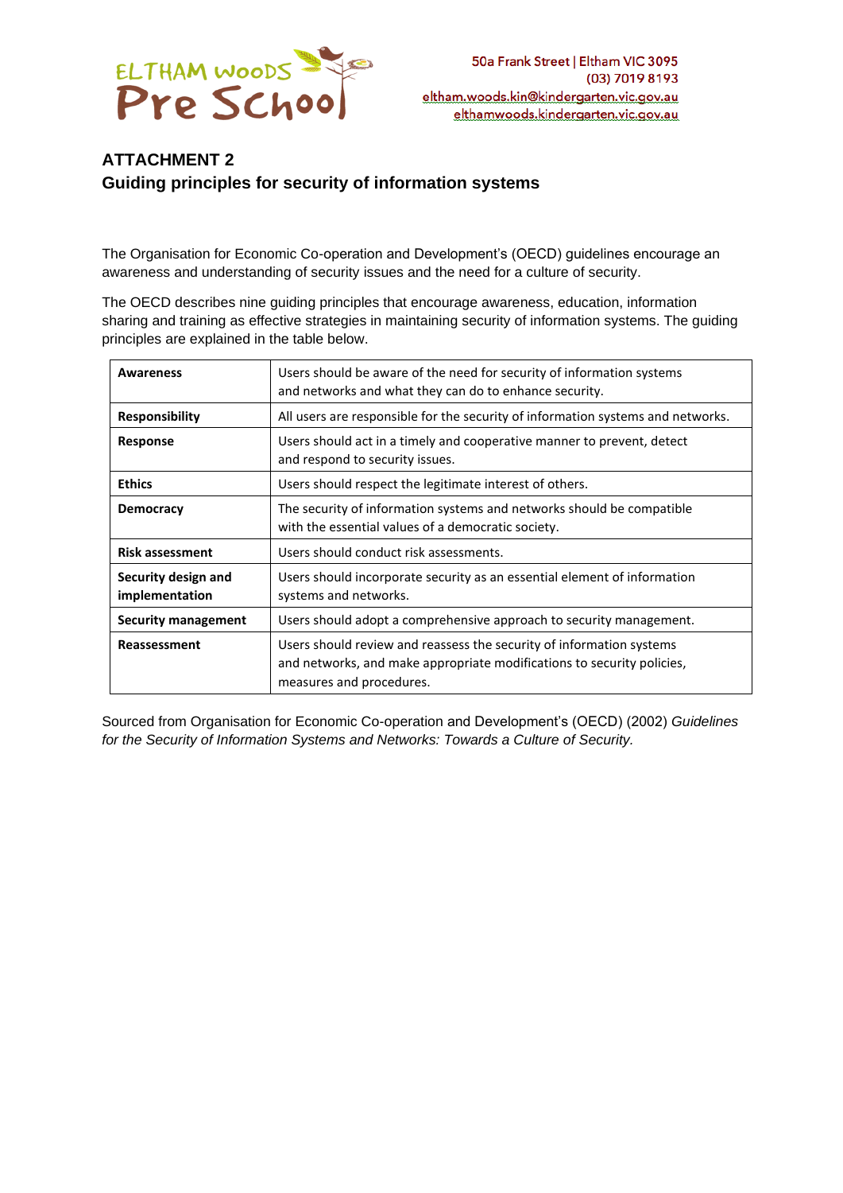## ATTACHMENT 2
## Guiding principles for security of information systems

The Organisation for Economic Co-operation and Development's (OECD) guidelines encourage an awareness and understanding of security issues and the need for a culture of security.

The OECD describes nine guiding principles that encourage awareness, education, information sharing and training as effective strategies in maintaining security of information systems. The guiding principles are explained in the table below.

| | |
|---|---|
| **Awareness** | Users should be aware of the need for security of information systems and networks and what they can do to enhance security. |
| **Responsibility** | All users are responsible for the security of information systems and networks. |
| **Response** | Users should act in a timely and cooperative manner to prevent, detect and respond to security issues. |
| **Ethics** | Users should respect the legitimate interest of others. |
| **Democracy** | The security of information systems and networks should be compatible with the essential values of a democratic society. |
| **Risk assessment** | Users should conduct risk assessments. |
| **Security design and implementation** | Users should incorporate security as an essential element of information systems and networks. |
| **Security management** | Users should adopt a comprehensive approach to security management. |
| **Reassessment** | Users should review and reassess the security of information systems and networks, and make appropriate modifications to security policies, measures and procedures. |

Sourced from Organisation for Economic Co-operation and Development's (OECD) (2002) *Guidelines for the Security of Information Systems and Networks: Towards a Culture of Security.*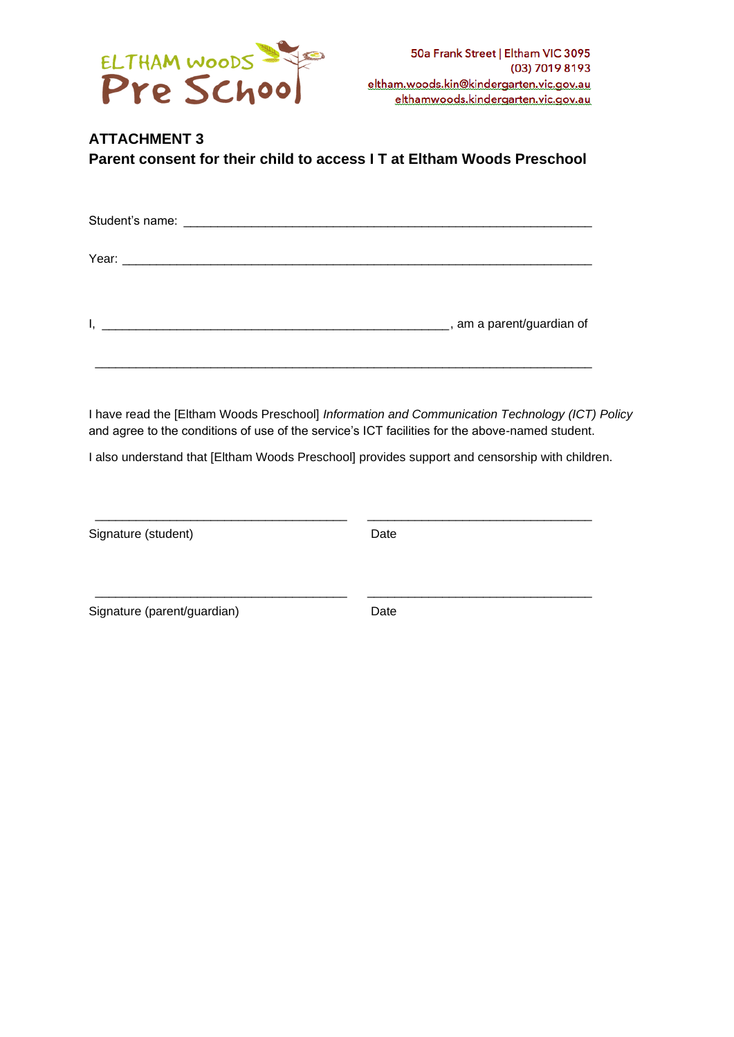ELTHAM WOODS Pre School

50a Frank Street | Eltham VIC 3095
(03) 7019 8193
eltham.woods.kin@kindergarten.vic.gov.au
elthamwoods.kindergarten.vic.gov.au

**ATTACHMENT 3**
**Parent consent for their child to access I T at Eltham Woods Preschool**

Student's name: ___________________________________________________________

Year: ________________________________________________________________________

I, _____________________________________________________, am a parent/guardian of

_____________________________________________________________________________

I have read the [Eltham Woods Preschool] *Information and Communication Technology (ICT) Policy* and agree to the conditions of use of the service's ICT facilities for the above-named student.

I also understand that [Eltham Woods Preschool] provides support and censorship with children.

_____________________________________ _________________________________
Signature (student) Date

_____________________________________ _________________________________
Signature (parent/guardian) Date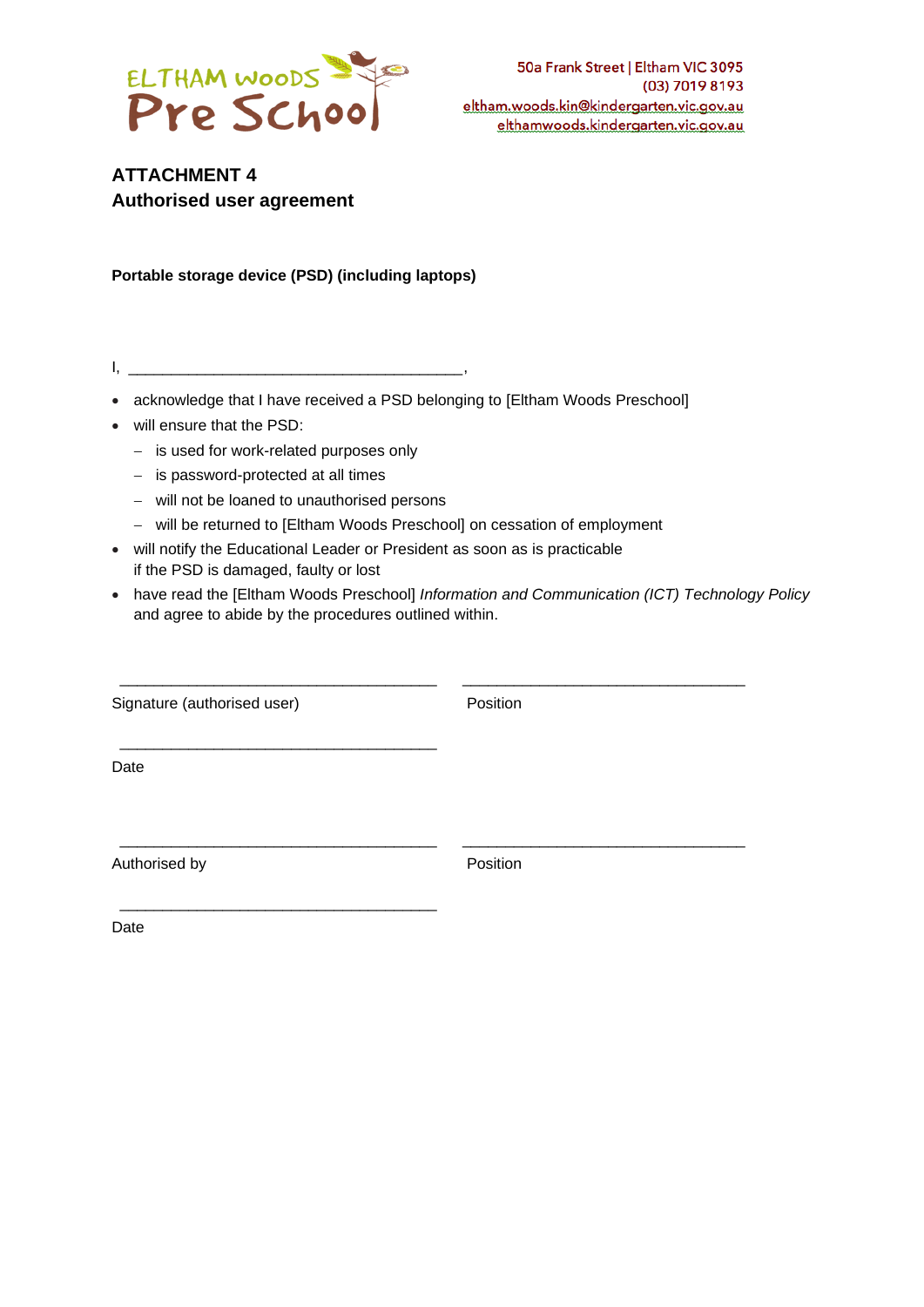ELTHAM WOODS Pre School

50a Frank Street | Eltham VIC 3095
(03) 7019 8193
eltham.woods.kin@kindergarten.vic.gov.au
elthamwoods.kindergarten.vic.gov.au

## ATTACHMENT 4
## Authorised user agreement

**Portable storage device (PSD) (including laptops)**

I, ________________________________________,

- acknowledge that I have received a PSD belonging to [Eltham Woods Preschool]
- will ensure that the PSD:
  - is used for work-related purposes only
  - is password-protected at all times
  - will not be loaned to unauthorised persons
  - will be returned to [Eltham Woods Preschool] on cessation of employment
- will notify the Educational Leader or President as soon as is practicable if the PSD is damaged, faulty or lost
- have read the [Eltham Woods Preschool] *Information and Communication (ICT) Technology Policy* and agree to abide by the procedures outlined within.

| | |
|---|---|
| _____________________________________ | _________________________________ |
| Signature (authorised user) | Position |
| _____________________________________ | |
| Date | |
| _____________________________________ | _________________________________ |
| Authorised by | Position |
| _____________________________________ | |
| Date | |